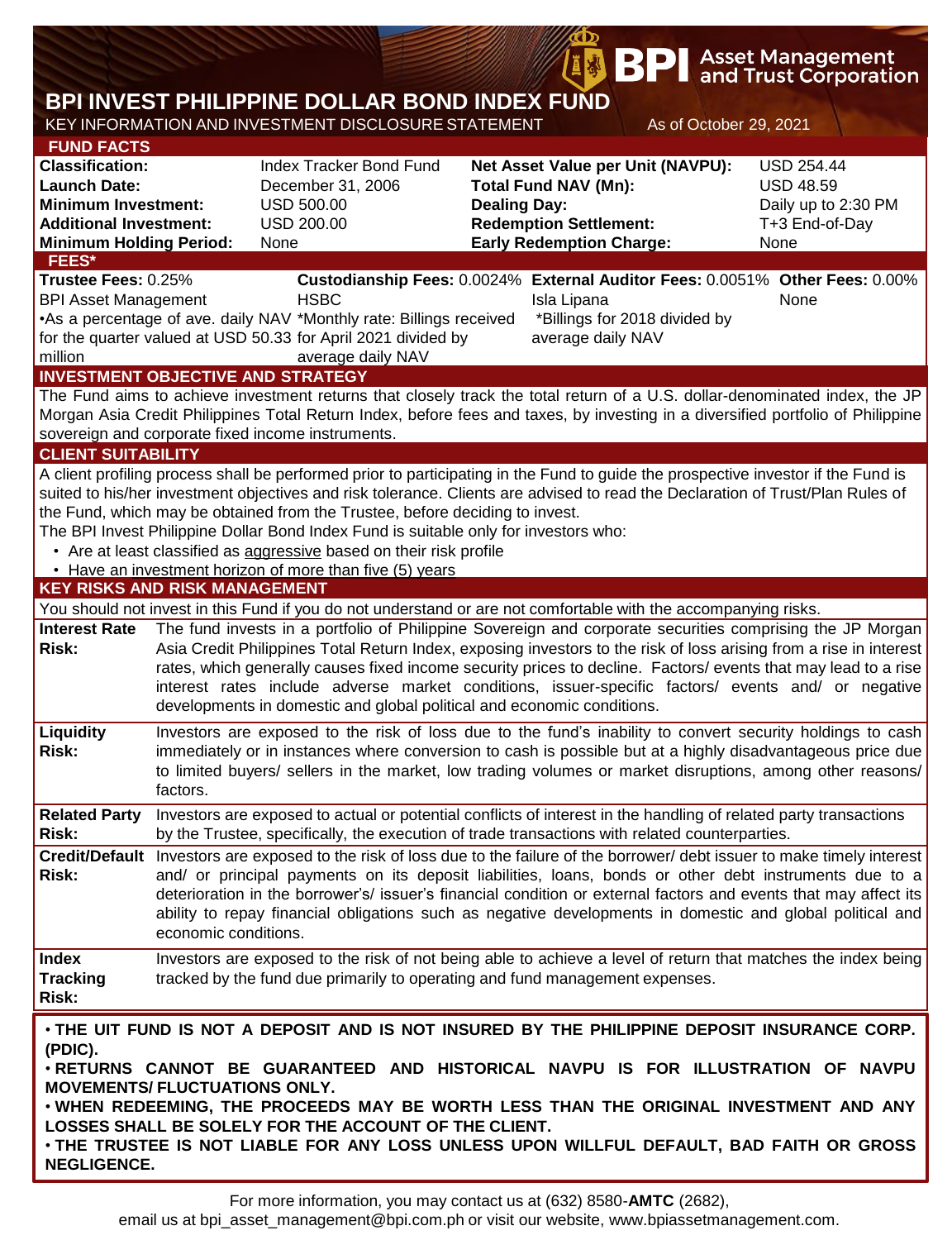# BPI INVEST PHILIPPINE DOLLAR BOND INDEX FUND

KEY INFORMATION AND INVESTMENT DISCLOSURE STATEMENT — As of October 29, 2021

## FUND FACTS

| | | | |
|---|---|---|---|
| **Classification:** | Index Tracker Bond Fund | **Net Asset Value per Unit (NAVPU):** | USD 254.44 |
| **Launch Date:** | December 31, 2006 | **Total Fund NAV (Mn):** | USD 48.59 |
| **Minimum Investment:** | USD 500.00 | **Dealing Day:** | Daily up to 2:30 PM |
| **Additional Investment:** | USD 200.00 | **Redemption Settlement:** | T+3 End-of-Day |
| **Minimum Holding Period:** | None | **Early Redemption Charge:** | None |

## FEES*

| **Trustee Fees:** 0.25% | **Custodianship Fees:** 0.0024% | **External Auditor Fees:** 0.0051% | **Other Fees:** 0.00% |
|---|---|---|---|
| BPI Asset Management | HSBC | Isla Lipana | None |
| •As a percentage of ave. daily NAV for the quarter valued at USD 50.33 million | *Monthly rate: Billings received for April 2021 divided by average daily NAV | *Billings for 2018 divided by average daily NAV | |

## INVESTMENT OBJECTIVE AND STRATEGY

The Fund aims to achieve investment returns that closely track the total return of a U.S. dollar-denominated index, the JP Morgan Asia Credit Philippines Total Return Index, before fees and taxes, by investing in a diversified portfolio of Philippine sovereign and corporate fixed income instruments.

## CLIENT SUITABILITY

A client profiling process shall be performed prior to participating in the Fund to guide the prospective investor if the Fund is suited to his/her investment objectives and risk tolerance. Clients are advised to read the Declaration of Trust/Plan Rules of the Fund, which may be obtained from the Trustee, before deciding to invest.

The BPI Invest Philippine Dollar Bond Index Fund is suitable only for investors who:

- Are at least classified as aggressive based on their risk profile
- Have an investment horizon of more than five (5) years

## KEY RISKS AND RISK MANAGEMENT

You should not invest in this Fund if you do not understand or are not comfortable with the accompanying risks.

| | |
|---|---|
| **Interest Rate Risk:** | The fund invests in a portfolio of Philippine Sovereign and corporate securities comprising the JP Morgan Asia Credit Philippines Total Return Index, exposing investors to the risk of loss arising from a rise in interest rates, which generally causes fixed income security prices to decline. Factors/ events that may lead to a rise interest rates include adverse market conditions, issuer-specific factors/ events and/ or negative developments in domestic and global political and economic conditions. |
| **Liquidity Risk:** | Investors are exposed to the risk of loss due to the fund's inability to convert security holdings to cash immediately or in instances where conversion to cash is possible but at a highly disadvantageous price due to limited buyers/ sellers in the market, low trading volumes or market disruptions, among other reasons/ factors. |
| **Related Party Risk:** | Investors are exposed to actual or potential conflicts of interest in the handling of related party transactions by the Trustee, specifically, the execution of trade transactions with related counterparties. |
| **Credit/Default Risk:** | Investors are exposed to the risk of loss due to the failure of the borrower/ debt issuer to make timely interest and/ or principal payments on its deposit liabilities, loans, bonds or other debt instruments due to a deterioration in the borrower's/ issuer's financial condition or external factors and events that may affect its ability to repay financial obligations such as negative developments in domestic and global political and economic conditions. |
| **Index Tracking Risk:** | Investors are exposed to the risk of not being able to achieve a level of return that matches the index being tracked by the fund due primarily to operating and fund management expenses. |

**• THE UIT FUND IS NOT A DEPOSIT AND IS NOT INSURED BY THE PHILIPPINE DEPOSIT INSURANCE CORP. (PDIC).**

**• RETURNS CANNOT BE GUARANTEED AND HISTORICAL NAVPU IS FOR ILLUSTRATION OF NAVPU MOVEMENTS/ FLUCTUATIONS ONLY.**

**• WHEN REDEEMING, THE PROCEEDS MAY BE WORTH LESS THAN THE ORIGINAL INVESTMENT AND ANY LOSSES SHALL BE SOLELY FOR THE ACCOUNT OF THE CLIENT.**

**• THE TRUSTEE IS NOT LIABLE FOR ANY LOSS UNLESS UPON WILLFUL DEFAULT, BAD FAITH OR GROSS NEGLIGENCE.**

For more information, you may contact us at (632) 8580-**AMTC** (2682), email us at bpi_asset_management@bpi.com.ph or visit our website, www.bpiassetmanagement.com.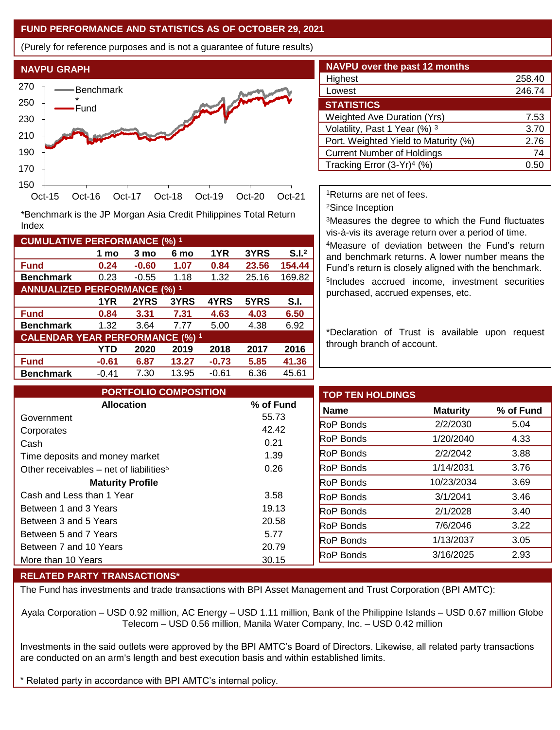## FUND PERFORMANCE AND STATISTICS AS OF OCTOBER 29, 2021

(Purely for reference purposes and is not a guarantee of future results)

### NAVPU GRAPH

Benchmark*
Fund

*Benchmark is the JP Morgan Asia Credit Philippines Total Return Index

| CUMULATIVE PERFORMANCE (%) [1] | | | | | | |
|---|---|---|---|---|---|---|
| | 1 mo | 3 mo | 6 mo | 1YR | 3YRS | S.I.[2] |
| **Fund** | **0.24** | **-0.60** | **1.07** | **0.84** | **23.56** | **154.44** |
| **Benchmark** | 0.23 | -0.55 | 1.18 | 1.32 | 25.16 | 169.82 |
| **ANNUALIZED PERFORMANCE (%) [1]** | | | | | | |
| | 1YR | 2YRS | 3YRS | 4YRS | 5YRS | S.I. |
| **Fund** | **0.84** | **3.31** | **7.31** | **4.63** | **4.03** | **6.50** |
| **Benchmark** | 1.32 | 3.64 | 7.77 | 5.00 | 4.38 | 6.92 |
| **CALENDAR YEAR PERFORMANCE (%) [1]** | | | | | | |
| | YTD | 2020 | 2019 | 2018 | 2017 | 2016 |
| **Fund** | **-0.61** | **6.87** | **13.27** | **-0.73** | **5.85** | **41.36** |
| **Benchmark** | -0.41 | 7.30 | 13.95 | -0.61 | 6.36 | 45.61 |

| NAVPU over the past 12 months | |
|---|---|
| Highest | 258.40 |
| Lowest | 246.74 |

| STATISTICS | |
|---|---|
| Weighted Ave Duration (Yrs) | 7.53 |
| Volatility, Past 1 Year (%) [3] | 3.70 |
| Port. Weighted Yield to Maturity (%) | 2.76 |
| Current Number of Holdings | 74 |
| Tracking Error (3-Yr)[4] (%) | 0.50 |

[1]Returns are net of fees.
[2]Since Inception
[3]Measures the degree to which the Fund fluctuates vis-à-vis its average return over a period of time.
[4]Measure of deviation between the Fund's return and benchmark returns. A lower number means the Fund's return is closely aligned with the benchmark.
[5]Includes accrued income, investment securities purchased, accrued expenses, etc.

*Declaration of Trust is available upon request through branch of account.

### PORTFOLIO COMPOSITION

| Allocation | % of Fund |
|---|---|
| Government | 55.73 |
| Corporates | 42.42 |
| Cash | 0.21 |
| Time deposits and money market | 1.39 |
| Other receivables – net of liabilities[5] | 0.26 |
| **Maturity Profile** | |
| Cash and Less than 1 Year | 3.58 |
| Between 1 and 3 Years | 19.13 |
| Between 3 and 5 Years | 20.58 |
| Between 5 and 7 Years | 5.77 |
| Between 7 and 10 Years | 20.79 |
| More than 10 Years | 30.15 |

### TOP TEN HOLDINGS

| Name | Maturity | % of Fund |
|---|---|---|
| RoP Bonds | 2/2/2030 | 5.04 |
| RoP Bonds | 1/20/2040 | 4.33 |
| RoP Bonds | 2/2/2042 | 3.88 |
| RoP Bonds | 1/14/2031 | 3.76 |
| RoP Bonds | 10/23/2034 | 3.69 |
| RoP Bonds | 3/1/2041 | 3.46 |
| RoP Bonds | 2/1/2028 | 3.40 |
| RoP Bonds | 7/6/2046 | 3.22 |
| RoP Bonds | 1/13/2037 | 3.05 |
| RoP Bonds | 3/16/2025 | 2.93 |

### RELATED PARTY TRANSACTIONS*

The Fund has investments and trade transactions with BPI Asset Management and Trust Corporation (BPI AMTC):

Ayala Corporation – USD 0.92 million, AC Energy – USD 1.11 million, Bank of the Philippine Islands – USD 0.67 million Globe Telecom – USD 0.56 million, Manila Water Company, Inc. – USD 0.42 million

Investments in the said outlets were approved by the BPI AMTC's Board of Directors. Likewise, all related party transactions are conducted on an arm's length and best execution basis and within established limits.

* Related party in accordance with BPI AMTC's internal policy.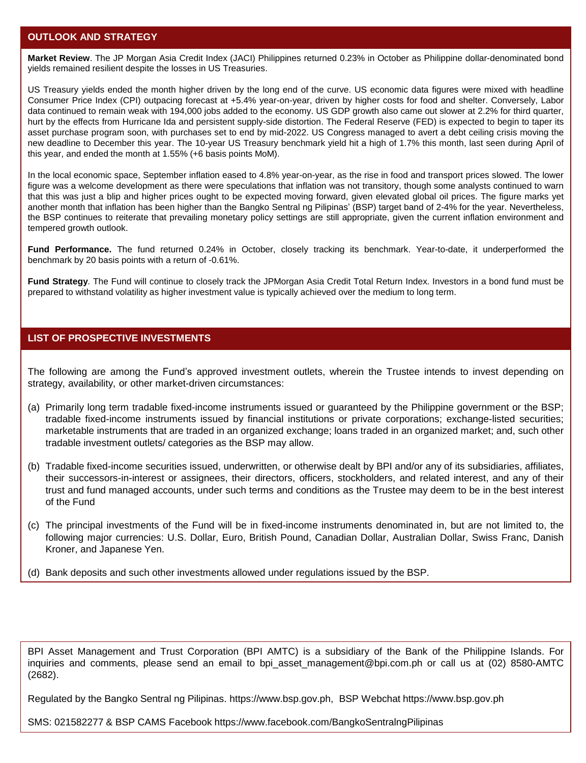## OUTLOOK AND STRATEGY

**Market Review**. The JP Morgan Asia Credit Index (JACI) Philippines returned 0.23% in October as Philippine dollar-denominated bond yields remained resilient despite the losses in US Treasuries.

US Treasury yields ended the month higher driven by the long end of the curve. US economic data figures were mixed with headline Consumer Price Index (CPI) outpacing forecast at +5.4% year-on-year, driven by higher costs for food and shelter. Conversely, Labor data continued to remain weak with 194,000 jobs added to the economy. US GDP growth also came out slower at 2.2% for third quarter, hurt by the effects from Hurricane Ida and persistent supply-side distortion. The Federal Reserve (FED) is expected to begin to taper its asset purchase program soon, with purchases set to end by mid-2022. US Congress managed to avert a debt ceiling crisis moving the new deadline to December this year. The 10-year US Treasury benchmark yield hit a high of 1.7% this month, last seen during April of this year, and ended the month at 1.55% (+6 basis points MoM).

In the local economic space, September inflation eased to 4.8% year-on-year, as the rise in food and transport prices slowed. The lower figure was a welcome development as there were speculations that inflation was not transitory, though some analysts continued to warn that this was just a blip and higher prices ought to be expected moving forward, given elevated global oil prices. The figure marks yet another month that inflation has been higher than the Bangko Sentral ng Pilipinas' (BSP) target band of 2-4% for the year. Nevertheless, the BSP continues to reiterate that prevailing monetary policy settings are still appropriate, given the current inflation environment and tempered growth outlook.

**Fund Performance.** The fund returned 0.24% in October, closely tracking its benchmark. Year-to-date, it underperformed the benchmark by 20 basis points with a return of -0.61%.

**Fund Strategy**. The Fund will continue to closely track the JPMorgan Asia Credit Total Return Index. Investors in a bond fund must be prepared to withstand volatility as higher investment value is typically achieved over the medium to long term.

## LIST OF PROSPECTIVE INVESTMENTS

The following are among the Fund's approved investment outlets, wherein the Trustee intends to invest depending on strategy, availability, or other market-driven circumstances:

(a) Primarily long term tradable fixed-income instruments issued or guaranteed by the Philippine government or the BSP; tradable fixed-income instruments issued by financial institutions or private corporations; exchange-listed securities; marketable instruments that are traded in an organized exchange; loans traded in an organized market; and, such other tradable investment outlets/ categories as the BSP may allow.

(b) Tradable fixed-income securities issued, underwritten, or otherwise dealt by BPI and/or any of its subsidiaries, affiliates, their successors-in-interest or assignees, their directors, officers, stockholders, and related interest, and any of their trust and fund managed accounts, under such terms and conditions as the Trustee may deem to be in the best interest of the Fund

(c) The principal investments of the Fund will be in fixed-income instruments denominated in, but are not limited to, the following major currencies: U.S. Dollar, Euro, British Pound, Canadian Dollar, Australian Dollar, Swiss Franc, Danish Kroner, and Japanese Yen.

(d) Bank deposits and such other investments allowed under regulations issued by the BSP.

BPI Asset Management and Trust Corporation (BPI AMTC) is a subsidiary of the Bank of the Philippine Islands. For inquiries and comments, please send an email to bpi_asset_management@bpi.com.ph or call us at (02) 8580-AMTC (2682).

Regulated by the Bangko Sentral ng Pilipinas. https://www.bsp.gov.ph, BSP Webchat https://www.bsp.gov.ph

SMS: 021582277 & BSP CAMS Facebook https://www.facebook.com/BangkoSentralngPilipinas